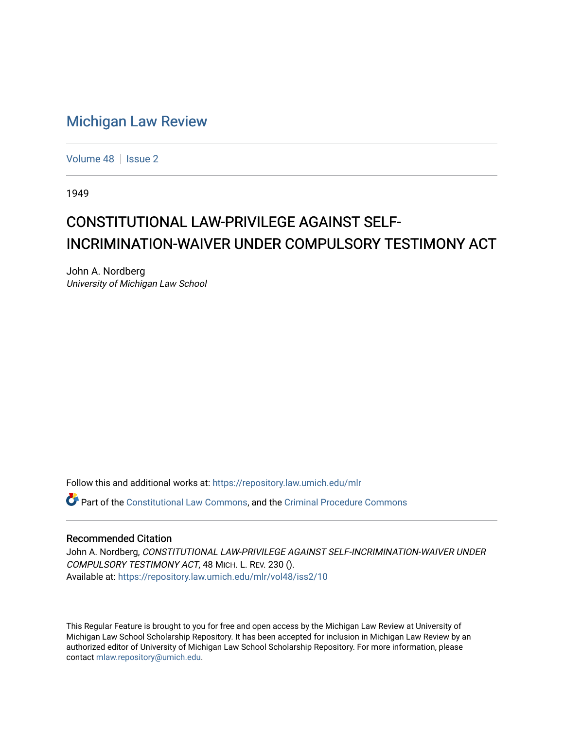# Michigan Law Review

Volume 48 | Issue 2

1949

## CONSTITUTIONAL LAW-PRIVILEGE AGAINST SELF-INCRIMINATION-WAIVER UNDER COMPULSORY TESTIMONY ACT

John A. Nordberg
*University of Michigan Law School*

Follow this and additional works at: https://repository.law.umich.edu/mlr

Part of the Constitutional Law Commons, and the Criminal Procedure Commons

### Recommended Citation

John A. Nordberg, *CONSTITUTIONAL LAW-PRIVILEGE AGAINST SELF-INCRIMINATION-WAIVER UNDER COMPULSORY TESTIMONY ACT*, 48 MICH. L. REV. 230 ().
Available at: https://repository.law.umich.edu/mlr/vol48/iss2/10

This Regular Feature is brought to you for free and open access by the Michigan Law Review at University of Michigan Law School Scholarship Repository. It has been accepted for inclusion in Michigan Law Review by an authorized editor of University of Michigan Law School Scholarship Repository. For more information, please contact mlaw.repository@umich.edu.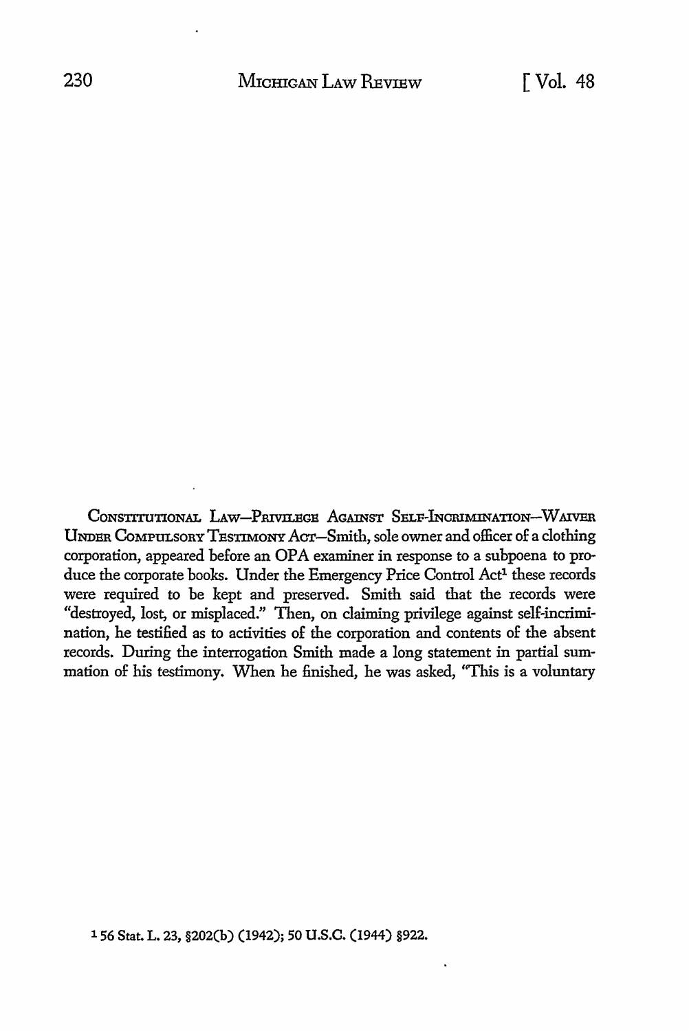CONSTITUTIONAL LAW—PRIVILEGE AGAINST SELF-INCRIMINATION—WAIVER UNDER COMPULSORY TESTIMONY ACT—Smith, sole owner and officer of a clothing corporation, appeared before an OPA examiner in response to a subpoena to produce the corporate books. Under the Emergency Price Control Act[1] these records were required to be kept and preserved. Smith said that the records were "destroyed, lost, or misplaced." Then, on claiming privilege against self-incrimination, he testified as to activities of the corporation and contents of the absent records. During the interrogation Smith made a long statement in partial summation of his testimony. When he finished, he was asked, "This is a voluntary

[1] 56 Stat. L. 23, §202(b) (1942); 50 U.S.C. (1944) §922.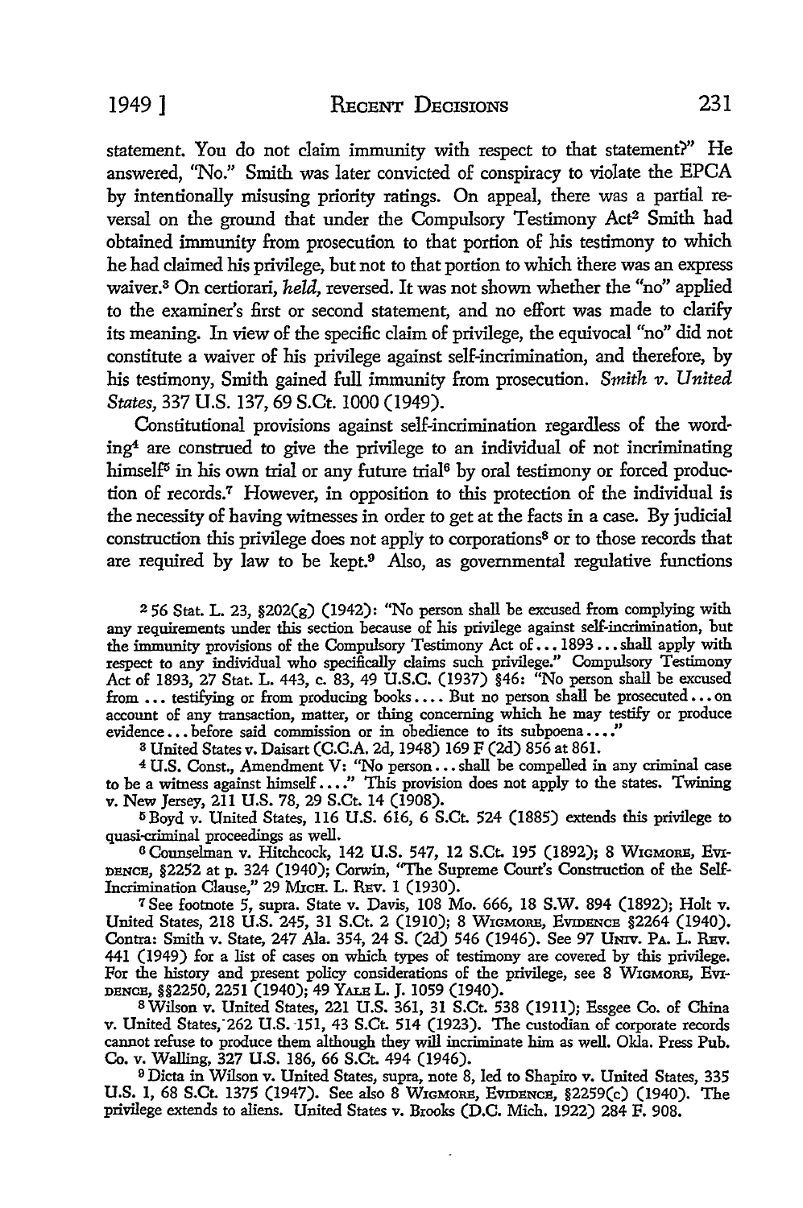statement. You do not claim immunity with respect to that statement?" He answered, "No." Smith was later convicted of conspiracy to violate the EPCA by intentionally misusing priority ratings. On appeal, there was a partial reversal on the ground that under the Compulsory Testimony Act[2] Smith had obtained immunity from prosecution to that portion of his testimony to which he had claimed his privilege, but not to that portion to which there was an express waiver.[3] On certiorari, *held*, reversed. It was not shown whether the "no" applied to the examiner's first or second statement, and no effort was made to clarify its meaning. In view of the specific claim of privilege, the equivocal "no" did not constitute a waiver of his privilege against self-incrimination, and therefore, by his testimony, Smith gained full immunity from prosecution. *Smith v. United States*, 337 U.S. 137, 69 S.Ct. 1000 (1949).

Constitutional provisions against self-incrimination regardless of the wording[4] are construed to give the privilege to an individual of not incriminating himself[5] in his own trial or any future trial[6] by oral testimony or forced production of records.[7] However, in opposition to this protection of the individual is the necessity of having witnesses in order to get at the facts in a case. By judicial construction this privilege does not apply to corporations[8] or to those records that are required by law to be kept.[9] Also, as governmental regulative functions

[2] 56 Stat. L. 23, §202(g) (1942): "No person shall be excused from complying with any requirements under this section because of his privilege against self-incrimination, but the immunity provisions of the Compulsory Testimony Act of . . . 1893 . . . shall apply with respect to any individual who specifically claims such privilege." Compulsory Testimony Act of 1893, 27 Stat. L. 443, c. 83, 49 U.S.C. (1937) §46: "No person shall be excused from . . . testifying or from producing books . . . . But no person shall be prosecuted . . . on account of any transaction, matter, or thing concerning which he may testify or produce evidence . . . before said commission or in obedience to its subpoena . . . ."

[3] United States v. Daisart (C.C.A. 2d, 1948) 169 F (2d) 856 at 861.

[4] U.S. Const., Amendment V: "No person . . . shall be compelled in any criminal case to be a witness against himself . . . ." This provision does not apply to the states. Twining v. New Jersey, 211 U.S. 78, 29 S.Ct. 14 (1908).

[5] Boyd v. United States, 116 U.S. 616, 6 S.Ct. 524 (1885) extends this privilege to quasi-criminal proceedings as well.

[6] Counselman v. Hitchcock, 142 U.S. 547, 12 S.Ct. 195 (1892); 8 WIGMORE, EVIDENCE, §2252 at p. 324 (1940); Corwin, "The Supreme Court's Construction of the Self-Incrimination Clause," 29 MICH. L. REV. 1 (1930).

[7] See footnote 5, supra. State v. Davis, 108 Mo. 666, 18 S.W. 894 (1892); Holt v. United States, 218 U.S. 245, 31 S.Ct. 2 (1910); 8 WIGMORE, EVIDENCE §2264 (1940). Contra: Smith v. State, 247 Ala. 354, 24 S. (2d) 546 (1946). See 97 UNIV. PA. L. REV. 441 (1949) for a list of cases on which types of testimony are covered by this privilege. For the history and present policy considerations of the privilege, see 8 WIGMORE, EVIDENCE, §§2250, 2251 (1940); 49 YALE L. J. 1059 (1940).

[8] Wilson v. United States, 221 U.S. 361, 31 S.Ct. 538 (1911); Essgee Co. of China v. United States, 262 U.S. 151, 43 S.Ct. 514 (1923). The custodian of corporate records cannot refuse to produce them although they will incriminate him as well. Okla. Press Pub. Co. v. Walling, 327 U.S. 186, 66 S.Ct. 494 (1946).

[9] Dicta in Wilson v. United States, supra, note 8, led to Shapiro v. United States, 335 U.S. 1, 68 S.Ct. 1375 (1947). See also 8 WIGMORE, EVIDENCE, §2259(c) (1940). The privilege extends to aliens. United States v. Brooks (D.C. Mich. 1922) 284 F. 908.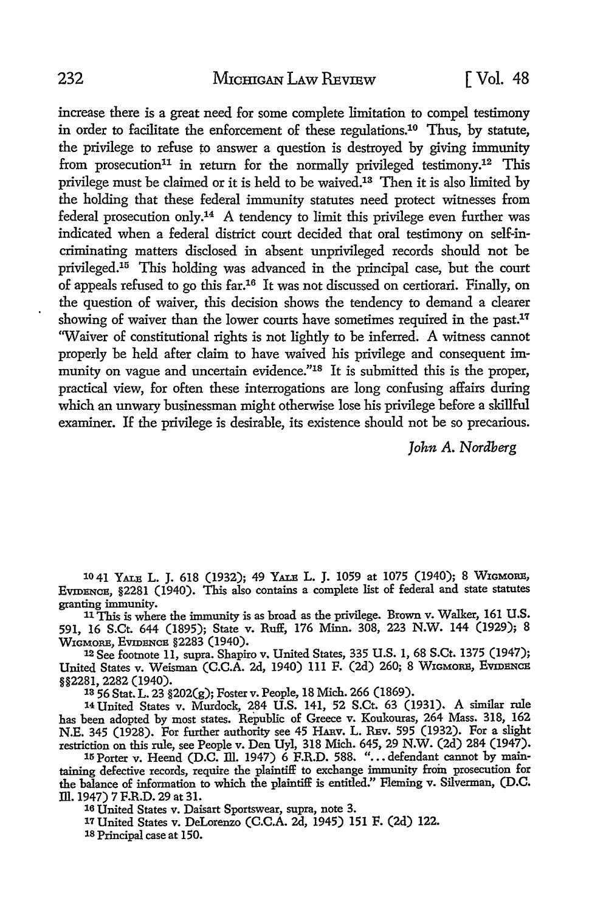increase there is a great need for some complete limitation to compel testimony in order to facilitate the enforcement of these regulations.[10] Thus, by statute, the privilege to refuse to answer a question is destroyed by giving immunity from prosecution[11] in return for the normally privileged testimony.[12] This privilege must be claimed or it is held to be waived.[13] Then it is also limited by the holding that these federal immunity statutes need protect witnesses from federal prosecution only.[14] A tendency to limit this privilege even further was indicated when a federal district court decided that oral testimony on self-incriminating matters disclosed in absent unprivileged records should not be privileged.[15] This holding was advanced in the principal case, but the court of appeals refused to go this far.[16] It was not discussed on certiorari. Finally, on the question of waiver, this decision shows the tendency to demand a clearer showing of waiver than the lower courts have sometimes required in the past.[17] "Waiver of constitutional rights is not lightly to be inferred. A witness cannot properly be held after claim to have waived his privilege and consequent immunity on vague and uncertain evidence."[18] It is submitted this is the proper, practical view, for often these interrogations are long confusing affairs during which an unwary businessman might otherwise lose his privilege before a skillful examiner. If the privilege is desirable, its existence should not be so precarious.

*John A. Nordberg*

---

[10] 41 YALE L. J. 618 (1932); 49 YALE L. J. 1059 at 1075 (1940); 8 WIGMORE, EVIDENCE, §2281 (1940). This also contains a complete list of federal and state statutes granting immunity.

[11] This is where the immunity is as broad as the privilege. Brown v. Walker, 161 U.S. 591, 16 S.Ct. 644 (1895); State v. Ruff, 176 Minn. 308, 223 N.W. 144 (1929); 8 WIGMORE, EVIDENCE §2283 (1940).

[12] See footnote 11, supra. Shapiro v. United States, 335 U.S. 1, 68 S.Ct. 1375 (1947); United States v. Weisman (C.C.A. 2d, 1940) 111 F. (2d) 260; 8 WIGMORE, EVIDENCE §§2281, 2282 (1940).

[13] 56 Stat. L. 23 §202(g); Foster v. People, 18 Mich. 266 (1869).

[14] United States v. Murdock, 284 U.S. 141, 52 S.Ct. 63 (1931). A similar rule has been adopted by most states. Republic of Greece v. Koukouras, 264 Mass. 318, 162 N.E. 345 (1928). For further authority see 45 HARV. L. REV. 595 (1932). For a slight restriction on this rule, see People v. Den Uyl, 318 Mich. 645, 29 N.W. (2d) 284 (1947).

[15] Porter v. Heend (D.C. Ill. 1947) 6 F.R.D. 588. "... defendant cannot by maintaining defective records, require the plaintiff to exchange immunity from prosecution for the balance of information to which the plaintiff is entitled." Fleming v. Silverman, (D.C. Ill. 1947) 7 F.R.D. 29 at 31.

[16] United States v. Daisart Sportswear, supra, note 3.

[17] United States v. DeLorenzo (C.C.A. 2d, 1945) 151 F. (2d) 122.

[18] Principal case at 150.